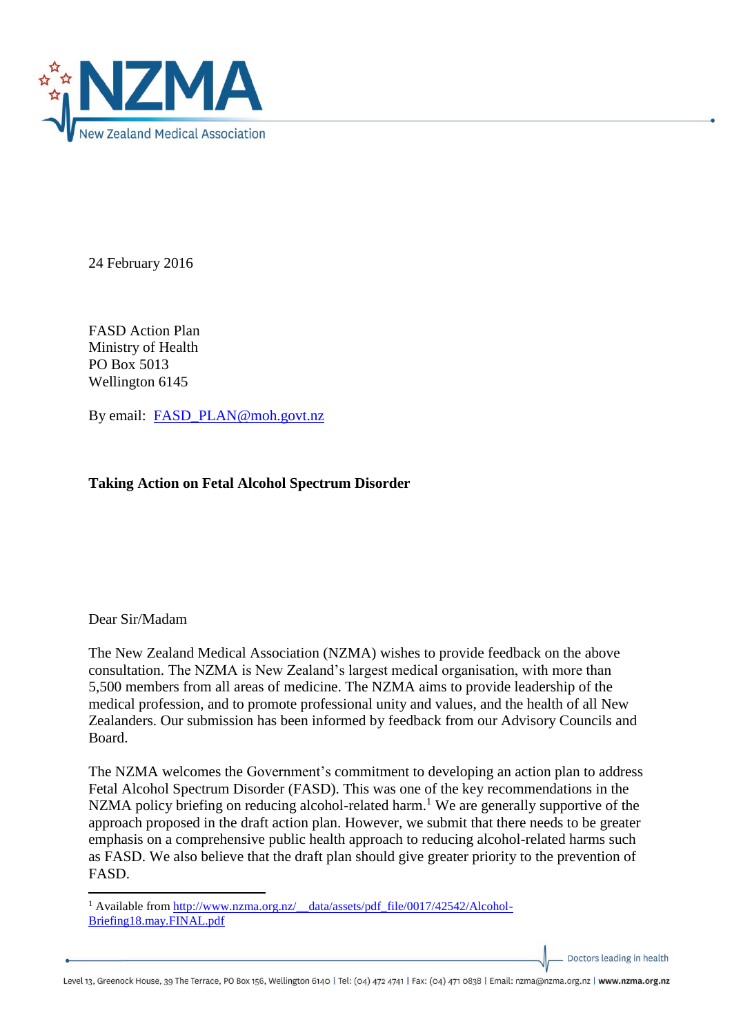24 February 2016

FASD Action Plan
Ministry of Health
PO Box 5013
Wellington 6145

By email: FASD_PLAN@moh.govt.nz

**Taking Action on Fetal Alcohol Spectrum Disorder**

Dear Sir/Madam

The New Zealand Medical Association (NZMA) wishes to provide feedback on the above consultation. The NZMA is New Zealand's largest medical organisation, with more than 5,500 members from all areas of medicine. The NZMA aims to provide leadership of the medical profession, and to promote professional unity and values, and the health of all New Zealanders. Our submission has been informed by feedback from our Advisory Councils and Board.

The NZMA welcomes the Government's commitment to developing an action plan to address Fetal Alcohol Spectrum Disorder (FASD). This was one of the key recommendations in the NZMA policy briefing on reducing alcohol-related harm.[1] We are generally supportive of the approach proposed in the draft action plan. However, we submit that there needs to be greater emphasis on a comprehensive public health approach to reducing alcohol-related harms such as FASD. We also believe that the draft plan should give greater priority to the prevention of FASD.

[1] Available from http://www.nzma.org.nz/__data/assets/pdf_file/0017/42542/Alcohol-Briefing18.may.FINAL.pdf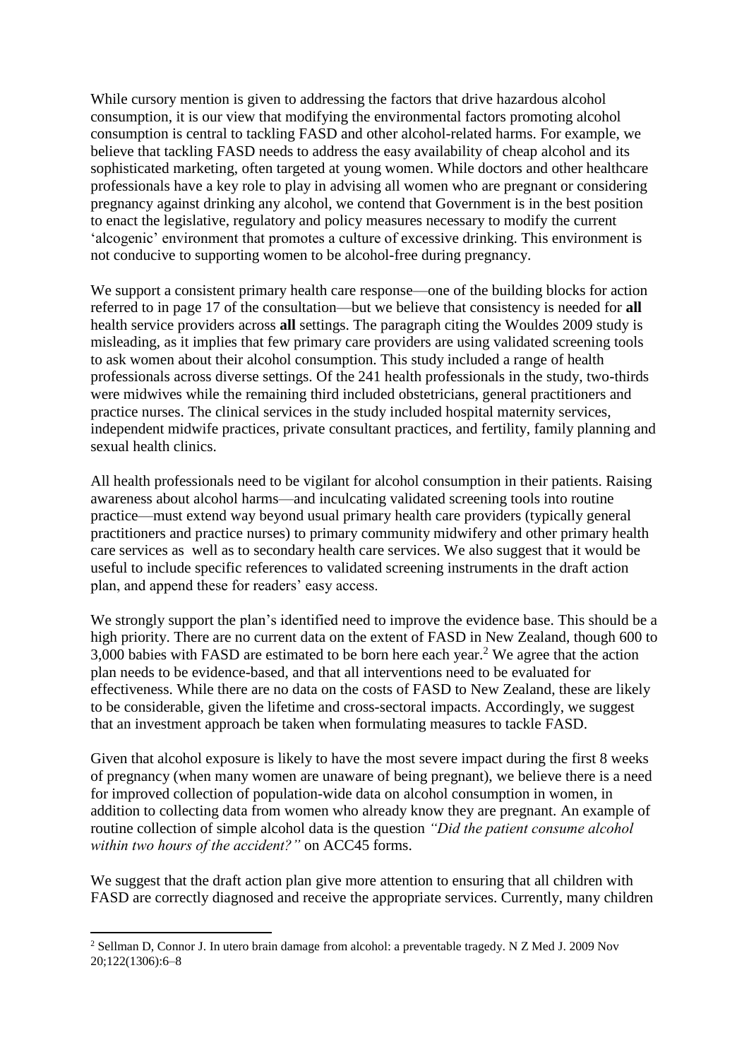While cursory mention is given to addressing the factors that drive hazardous alcohol consumption, it is our view that modifying the environmental factors promoting alcohol consumption is central to tackling FASD and other alcohol-related harms. For example, we believe that tackling FASD needs to address the easy availability of cheap alcohol and its sophisticated marketing, often targeted at young women. While doctors and other healthcare professionals have a key role to play in advising all women who are pregnant or considering pregnancy against drinking any alcohol, we contend that Government is in the best position to enact the legislative, regulatory and policy measures necessary to modify the current 'alcogenic' environment that promotes a culture of excessive drinking. This environment is not conducive to supporting women to be alcohol-free during pregnancy.

We support a consistent primary health care response—one of the building blocks for action referred to in page 17 of the consultation—but we believe that consistency is needed for **all** health service providers across **all** settings. The paragraph citing the Wouldes 2009 study is misleading, as it implies that few primary care providers are using validated screening tools to ask women about their alcohol consumption. This study included a range of health professionals across diverse settings. Of the 241 health professionals in the study, two-thirds were midwives while the remaining third included obstetricians, general practitioners and practice nurses. The clinical services in the study included hospital maternity services, independent midwife practices, private consultant practices, and fertility, family planning and sexual health clinics.

All health professionals need to be vigilant for alcohol consumption in their patients. Raising awareness about alcohol harms—and inculcating validated screening tools into routine practice—must extend way beyond usual primary health care providers (typically general practitioners and practice nurses) to primary community midwifery and other primary health care services as well as to secondary health care services. We also suggest that it would be useful to include specific references to validated screening instruments in the draft action plan, and append these for readers' easy access.

We strongly support the plan's identified need to improve the evidence base. This should be a high priority. There are no current data on the extent of FASD in New Zealand, though 600 to 3,000 babies with FASD are estimated to be born here each year.[2] We agree that the action plan needs to be evidence-based, and that all interventions need to be evaluated for effectiveness. While there are no data on the costs of FASD to New Zealand, these are likely to be considerable, given the lifetime and cross-sectoral impacts. Accordingly, we suggest that an investment approach be taken when formulating measures to tackle FASD.

Given that alcohol exposure is likely to have the most severe impact during the first 8 weeks of pregnancy (when many women are unaware of being pregnant), we believe there is a need for improved collection of population-wide data on alcohol consumption in women, in addition to collecting data from women who already know they are pregnant. An example of routine collection of simple alcohol data is the question *"Did the patient consume alcohol within two hours of the accident?"* on ACC45 forms.

We suggest that the draft action plan give more attention to ensuring that all children with FASD are correctly diagnosed and receive the appropriate services. Currently, many children

[2] Sellman D, Connor J. In utero brain damage from alcohol: a preventable tragedy. N Z Med J. 2009 Nov 20;122(1306):6–8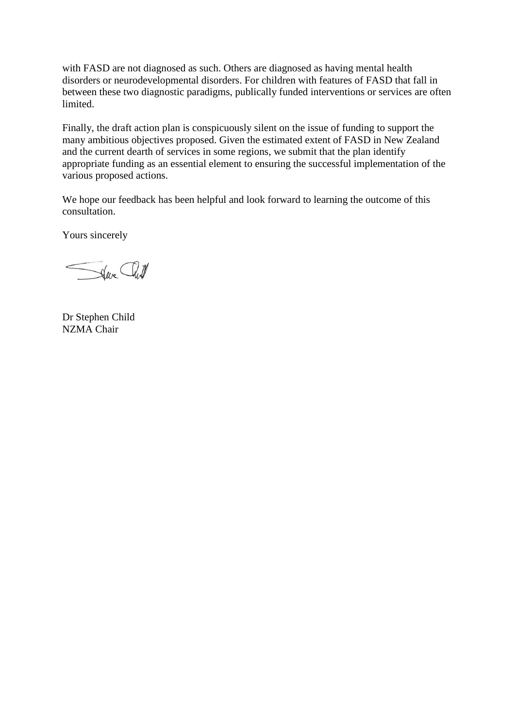with FASD are not diagnosed as such. Others are diagnosed as having mental health disorders or neurodevelopmental disorders. For children with features of FASD that fall in between these two diagnostic paradigms, publically funded interventions or services are often limited.

Finally, the draft action plan is conspicuously silent on the issue of funding to support the many ambitious objectives proposed. Given the estimated extent of FASD in New Zealand and the current dearth of services in some regions, we submit that the plan identify appropriate funding as an essential element to ensuring the successful implementation of the various proposed actions.

We hope our feedback has been helpful and look forward to learning the outcome of this consultation.

Yours sincerely

Dr Stephen Child  
NZMA Chair